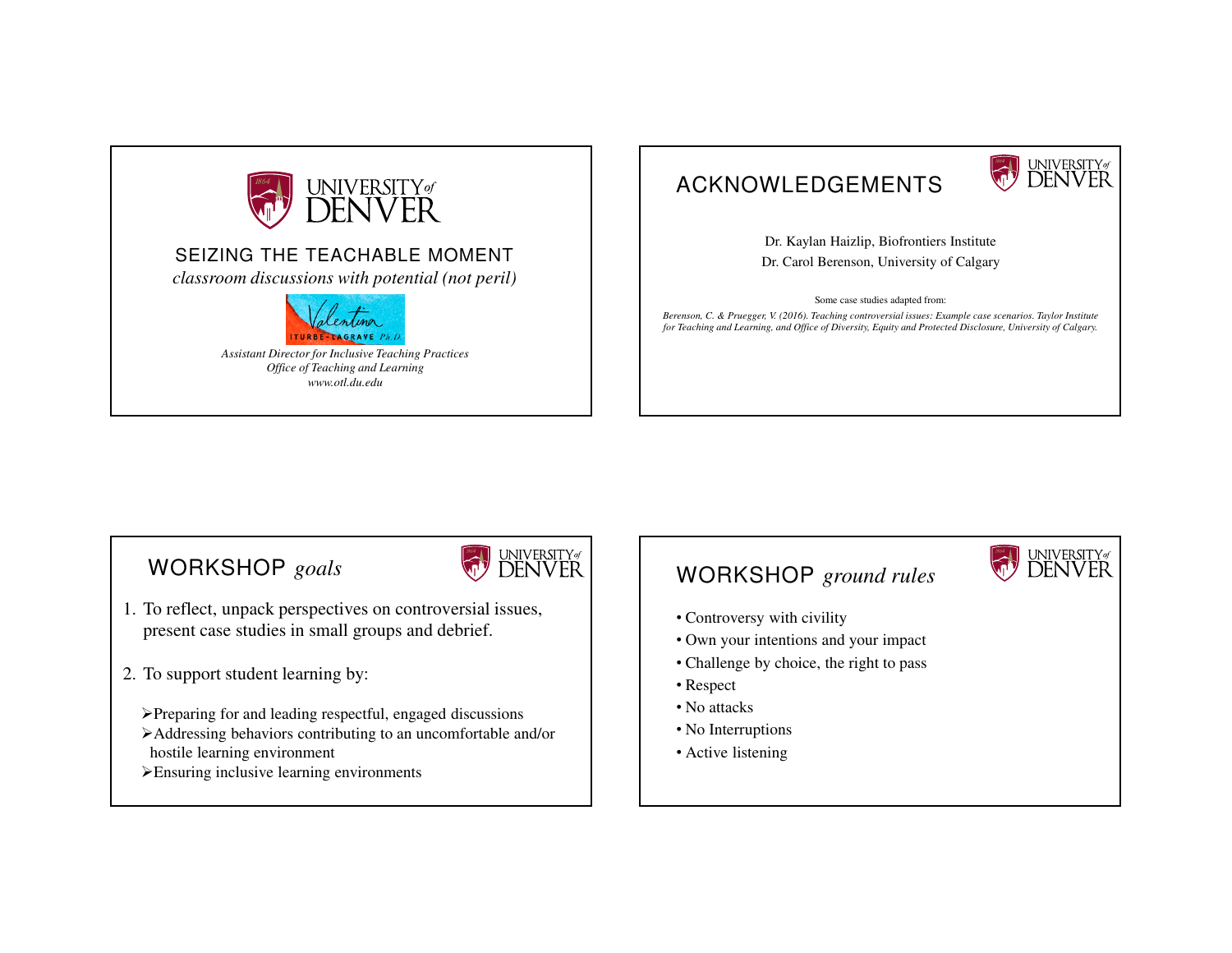# SEIZING THE TEACHABLE MOMENT

*classroom discussions with potential (not peril)*

Valentina ITURBE-LAGRAVE Ph.D.

*Assistant Director for Inclusive Teaching Practices*
*Office of Teaching and Learning*
*www.otl.du.edu*

## ACKNOWLEDGEMENTS

Dr. Kaylan Haizlip, Biofrontiers Institute

Dr. Carol Berenson, University of Calgary

Some case studies adapted from:

*Berenson, C. & Pruegger, V. (2016). Teaching controversial issues: Example case scenarios. Taylor Institute for Teaching and Learning, and Office of Diversity, Equity and Protected Disclosure, University of Calgary.*

## WORKSHOP *goals*

1. To reflect, unpack perspectives on controversial issues, present case studies in small groups and debrief.
2. To support student learning by:
   - Preparing for and leading respectful, engaged discussions
   - Addressing behaviors contributing to an uncomfortable and/or hostile learning environment
   - Ensuring inclusive learning environments

## WORKSHOP *ground rules*

- Controversy with civility
- Own your intentions and your impact
- Challenge by choice, the right to pass
- Respect
- No attacks
- No Interruptions
- Active listening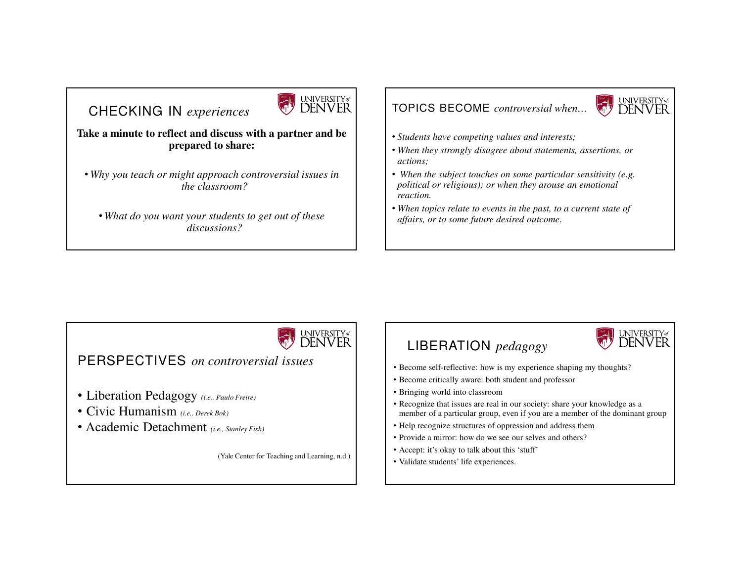## CHECKING IN *experiences*

**Take a minute to reflect and discuss with a partner and be prepared to share:**

- *Why you teach or might approach controversial issues in the classroom?*
- *What do you want your students to get out of these discussions?*

## TOPICS BECOME *controversial when…*

- *Students have competing values and interests;*
- *When they strongly disagree about statements, assertions, or actions;*
- *When the subject touches on some particular sensitivity (e.g. political or religious); or when they arouse an emotional reaction.*
- *When topics relate to events in the past, to a current state of affairs, or to some future desired outcome.*

## PERSPECTIVES *on controversial issues*

- Liberation Pedagogy *(i.e., Paulo Freire)*
- Civic Humanism *(i.e., Derek Bok)*
- Academic Detachment *(i.e., Stanley Fish)*

(Yale Center for Teaching and Learning, n.d.)

## LIBERATION *pedagogy*

- Become self-reflective: how is my experience shaping my thoughts?
- Become critically aware: both student and professor
- Bringing world into classroom
- Recognize that issues are real in our society: share your knowledge as a member of a particular group, even if you are a member of the dominant group
- Help recognize structures of oppression and address them
- Provide a mirror: how do we see our selves and others?
- Accept: it's okay to talk about this 'stuff'
- Validate students' life experiences.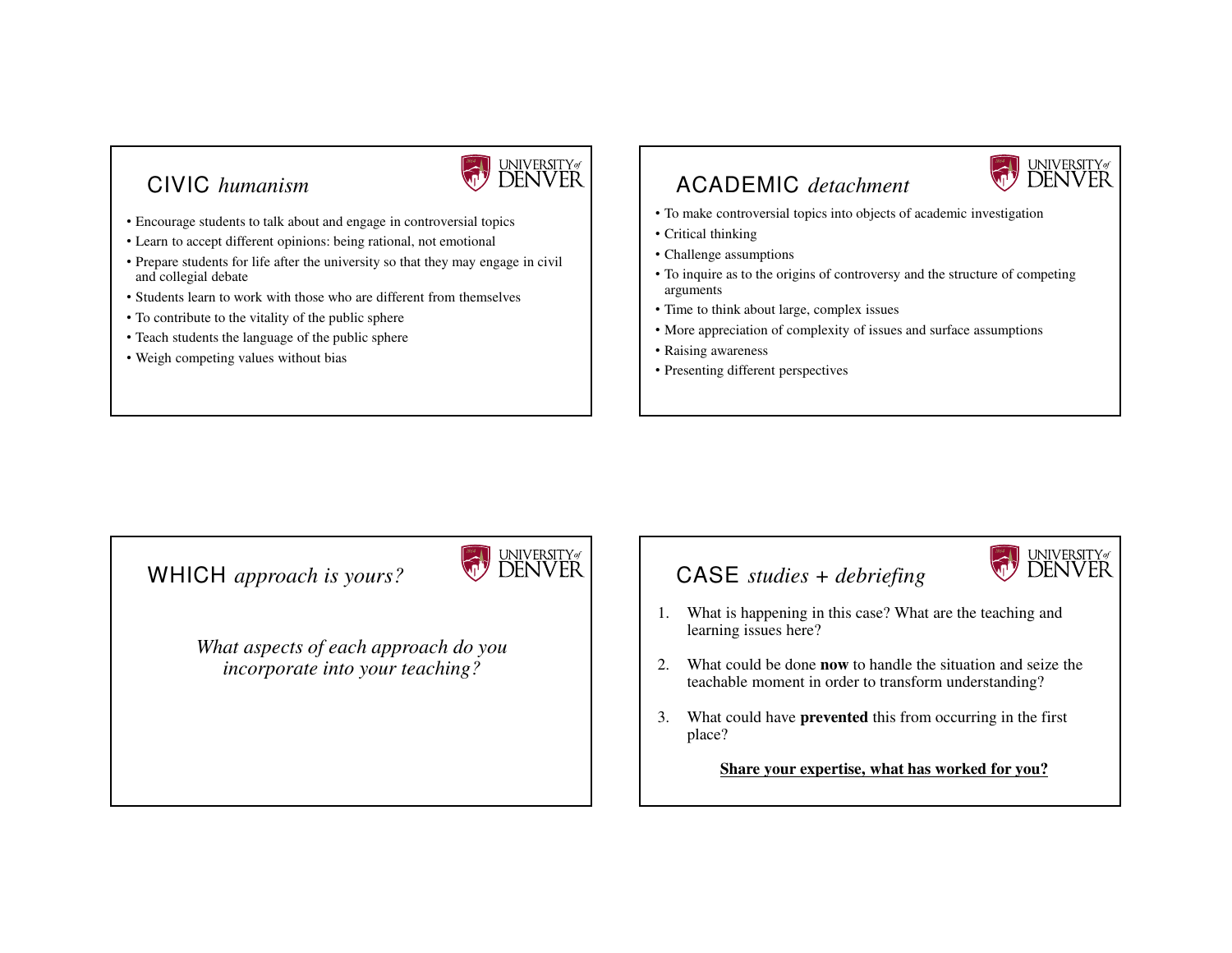## CIVIC *humanism*

- Encourage students to talk about and engage in controversial topics
- Learn to accept different opinions: being rational, not emotional
- Prepare students for life after the university so that they may engage in civil and collegial debate
- Students learn to work with those who are different from themselves
- To contribute to the vitality of the public sphere
- Teach students the language of the public sphere
- Weigh competing values without bias

## ACADEMIC *detachment*

- To make controversial topics into objects of academic investigation
- Critical thinking
- Challenge assumptions
- To inquire as to the origins of controversy and the structure of competing arguments
- Time to think about large, complex issues
- More appreciation of complexity of issues and surface assumptions
- Raising awareness
- Presenting different perspectives

## WHICH *approach is yours?*

*What aspects of each approach do you incorporate into your teaching?*

## CASE *studies + debriefing*

1. What is happening in this case? What are the teaching and learning issues here?
2. What could be done **now** to handle the situation and seize the teachable moment in order to transform understanding?
3. What could have **prevented** this from occurring in the first place?

**<u>Share your expertise, what has worked for you?</u>**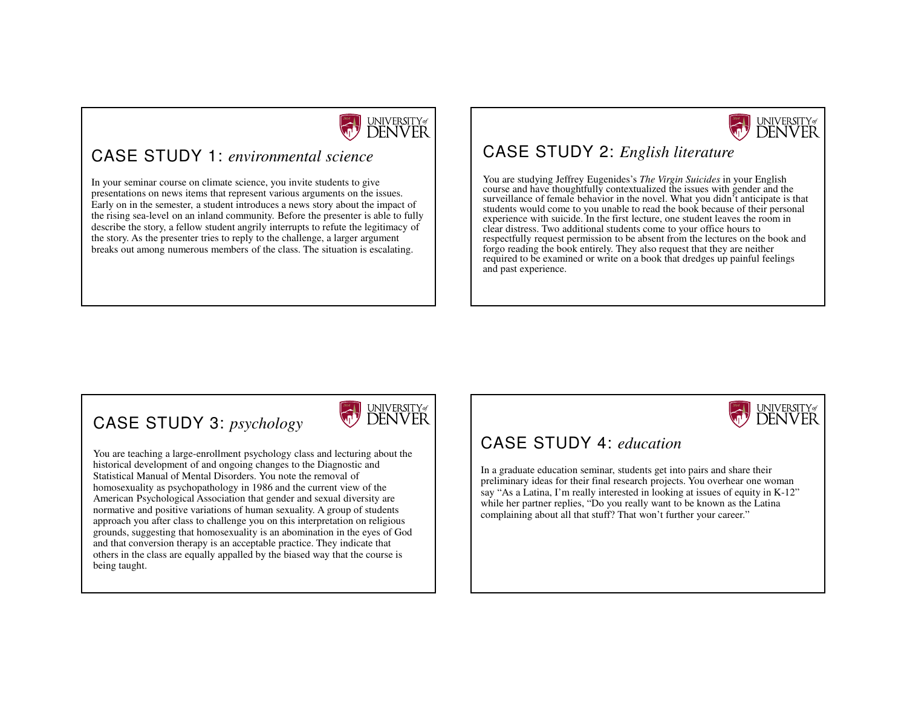## CASE STUDY 1: *environmental science*

In your seminar course on climate science, you invite students to give presentations on news items that represent various arguments on the issues. Early on in the semester, a student introduces a news story about the impact of the rising sea-level on an inland community. Before the presenter is able to fully describe the story, a fellow student angrily interrupts to refute the legitimacy of the story. As the presenter tries to reply to the challenge, a larger argument breaks out among numerous members of the class. The situation is escalating.

## CASE STUDY 2: *English literature*

You are studying Jeffrey Eugenides's *The Virgin Suicides* in your English course and have thoughtfully contextualized the issues with gender and the surveillance of female behavior in the novel. What you didn't anticipate is that students would come to you unable to read the book because of their personal experience with suicide. In the first lecture, one student leaves the room in clear distress. Two additional students come to your office hours to respectfully request permission to be absent from the lectures on the book and forgo reading the book entirely. They also request that they are neither required to be examined or write on a book that dredges up painful feelings and past experience.

## CASE STUDY 3: *psychology*

You are teaching a large-enrollment psychology class and lecturing about the historical development of and ongoing changes to the Diagnostic and Statistical Manual of Mental Disorders. You note the removal of homosexuality as psychopathology in 1986 and the current view of the American Psychological Association that gender and sexual diversity are normative and positive variations of human sexuality. A group of students approach you after class to challenge you on this interpretation on religious grounds, suggesting that homosexuality is an abomination in the eyes of God and that conversion therapy is an acceptable practice. They indicate that others in the class are equally appalled by the biased way that the course is being taught.

## CASE STUDY 4: *education*

In a graduate education seminar, students get into pairs and share their preliminary ideas for their final research projects. You overhear one woman say "As a Latina, I'm really interested in looking at issues of equity in K-12" while her partner replies, "Do you really want to be known as the Latina complaining about all that stuff? That won't further your career."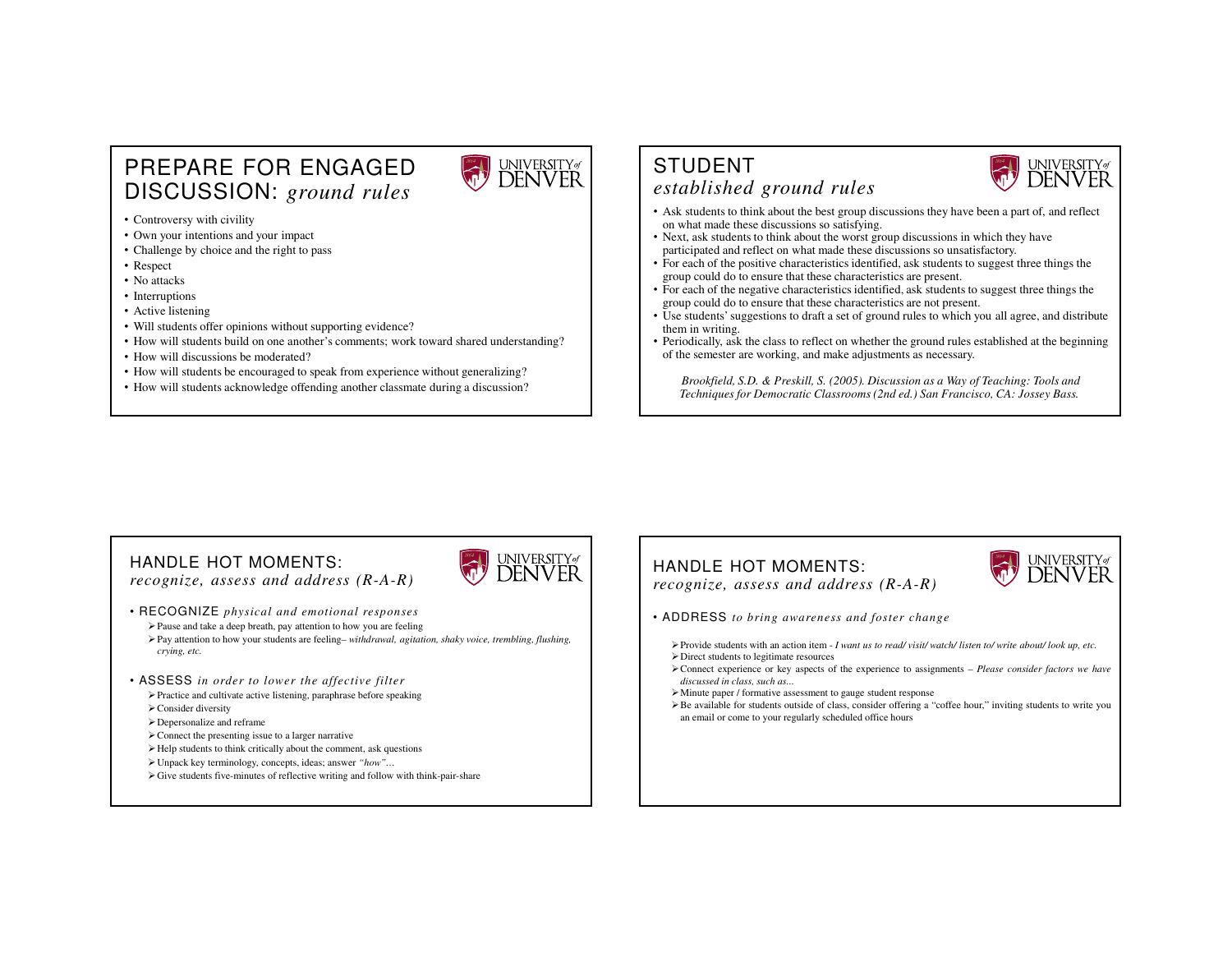## PREPARE FOR ENGAGED DISCUSSION: *ground rules*

- Controversy with civility
- Own your intentions and your impact
- Challenge by choice and the right to pass
- Respect
- No attacks
- Interruptions
- Active listening
- Will students offer opinions without supporting evidence?
- How will students build on one another's comments; work toward shared understanding?
- How will discussions be moderated?
- How will students be encouraged to speak from experience without generalizing?
- How will students acknowledge offending another classmate during a discussion?

## STUDENT *established ground rules*

- Ask students to think about the best group discussions they have been a part of, and reflect on what made these discussions so satisfying.
- Next, ask students to think about the worst group discussions in which they have participated and reflect on what made these discussions so unsatisfactory.
- For each of the positive characteristics identified, ask students to suggest three things the group could do to ensure that these characteristics are present.
- For each of the negative characteristics identified, ask students to suggest three things the group could do to ensure that these characteristics are not present.
- Use students' suggestions to draft a set of ground rules to which you all agree, and distribute them in writing.
- Periodically, ask the class to reflect on whether the ground rules established at the beginning of the semester are working, and make adjustments as necessary.

*Brookfield, S.D. & Preskill, S. (2005). Discussion as a Way of Teaching: Tools and Techniques for Democratic Classrooms (2nd ed.) San Francisco, CA: Jossey Bass.*

## HANDLE HOT MOMENTS: *recognize, assess and address (R-A-R)*

- RECOGNIZE *physical and emotional responses*
  - Pause and take a deep breath, pay attention to how you are feeling
  - Pay attention to how your students are feeling– *withdrawal, agitation, shaky voice, trembling, flushing, crying, etc.*
- ASSESS *in order to lower the affective filter*
  - Practice and cultivate active listening, paraphrase before speaking
  - Consider diversity
  - Depersonalize and reframe
  - Connect the presenting issue to a larger narrative
  - Help students to think critically about the comment, ask questions
  - Unpack key terminology, concepts, ideas; answer *"how"…*
  - Give students five-minutes of reflective writing and follow with think-pair-share

## HANDLE HOT MOMENTS: *recognize, assess and address (R-A-R)*

- ADDRESS *to bring awareness and foster change*
  - Provide students with an action item - *I want us to read/ visit/ watch/ listen to/ write about/ look up, etc.*
  - Direct students to legitimate resources
  - Connect experience or key aspects of the experience to assignments – *Please consider factors we have discussed in class, such as...*
  - Minute paper / formative assessment to gauge student response
  - Be available for students outside of class, consider offering a "coffee hour," inviting students to write you an email or come to your regularly scheduled office hours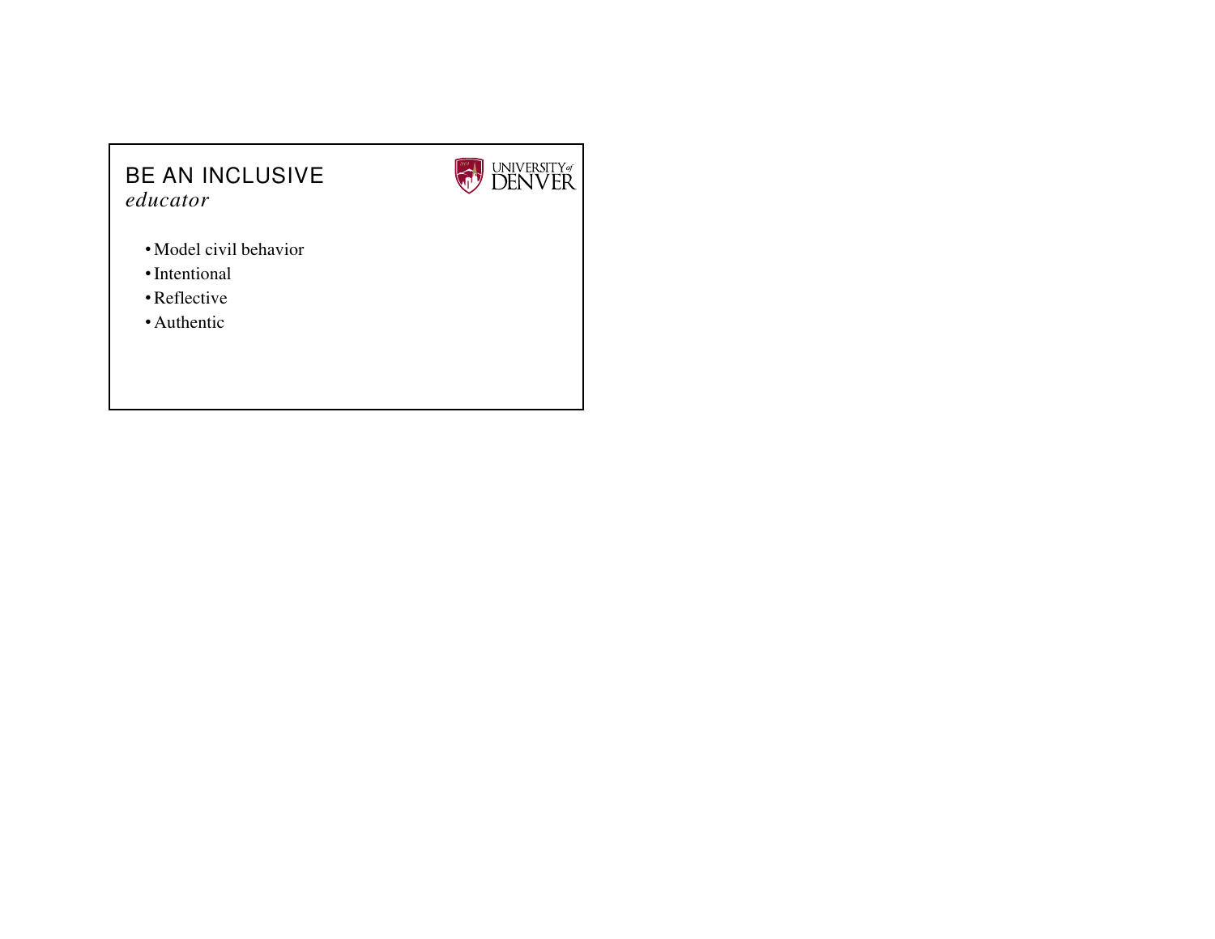# BE AN INCLUSIVE *educator*

- Model civil behavior
- Intentional
- Reflective
- Authentic